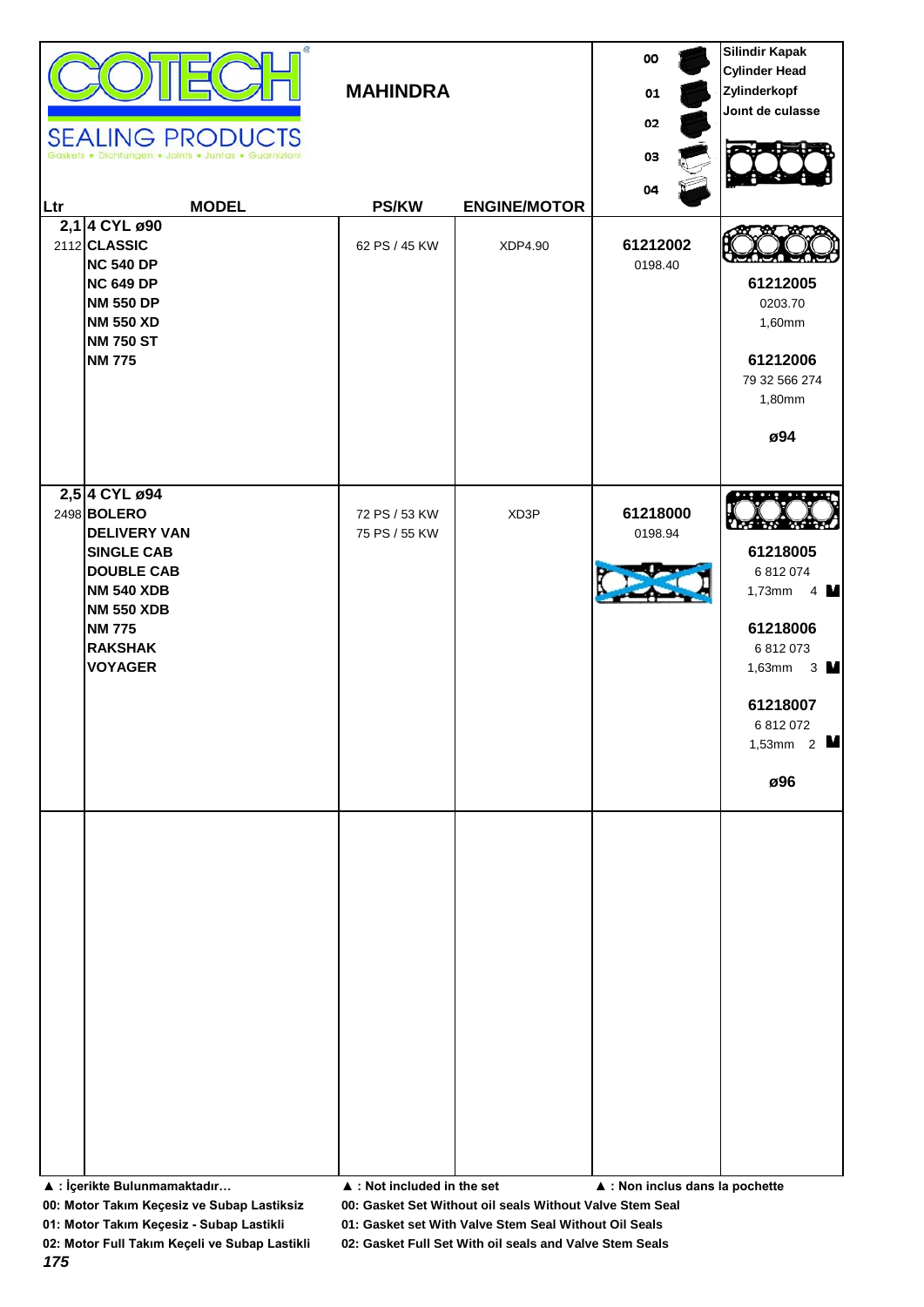# COTECH SEALING PRODUCTS

Gaskets • Dichtungen • Joints • Juntas • Guarnizioni

## MAHINDRA

| Ltr | MODEL | PS/KW | ENGINE/MOTOR | 00 / 01 / 02 / 03 / 04 | Silindir Kapak / Cylinder Head / Zylinderkopf / Joınt de culasse |
|---|---|---|---|---|---|
| **2,1** | **4 CYL ø90** | | | | |
| 2112 | **CLASSIC** | 62 PS / 45 KW | XDP4.90 | **61212002** 0198.40 | |
| | **NC 540 DP** | | | | **61212005** 0203.70 1,60mm |
| | **NC 649 DP** | | | | |
| | **NM 550 DP** | | | | |
| | **NM 550 XD** | | | | **61212006** 79 32 566 274 1,80mm |
| | **NM 750 ST** | | | | |
| | **NM 775** | | | | **ø94** |
| **2,5** | **4 CYL ø94** | | | | |
| 2498 | **BOLERO** | 72 PS / 53 KW | XD3P | **61218000** 0198.94 | |
| | **DELIVERY VAN** | 75 PS / 55 KW | | | **61218005** 6 812 074 1,73mm 4 |
| | **SINGLE CAB** | | | | |
| | **DOUBLE CAB** | | | | **61218006** 6 812 073 1,63mm 3 |
| | **NM 540 XDB** | | | | |
| | **NM 550 XDB** | | | | **61218007** 6 812 072 1,53mm 2 |
| | **NM 775** | | | | |
| | **RAKSHAK** | | | | **ø96** |
| | **VOYAGER** | | | | |

**▲ : İçerikte Bulunmamaktadır…** **▲ : Not included in the set** **▲ : Non inclus dans la pochette**

**00: Motor Takım Keçesiz ve Subap Lastiksiz** **00: Gasket Set Without oil seals Without Valve Stem Seal**

**01: Motor Takım Keçesiz - Subap Lastikli** **01: Gasket set With Valve Stem Seal Without Oil Seals**

**02: Motor Full Takım Keçeli ve Subap Lastikli** **02: Gasket Full Set With oil seals and Valve Stem Seals**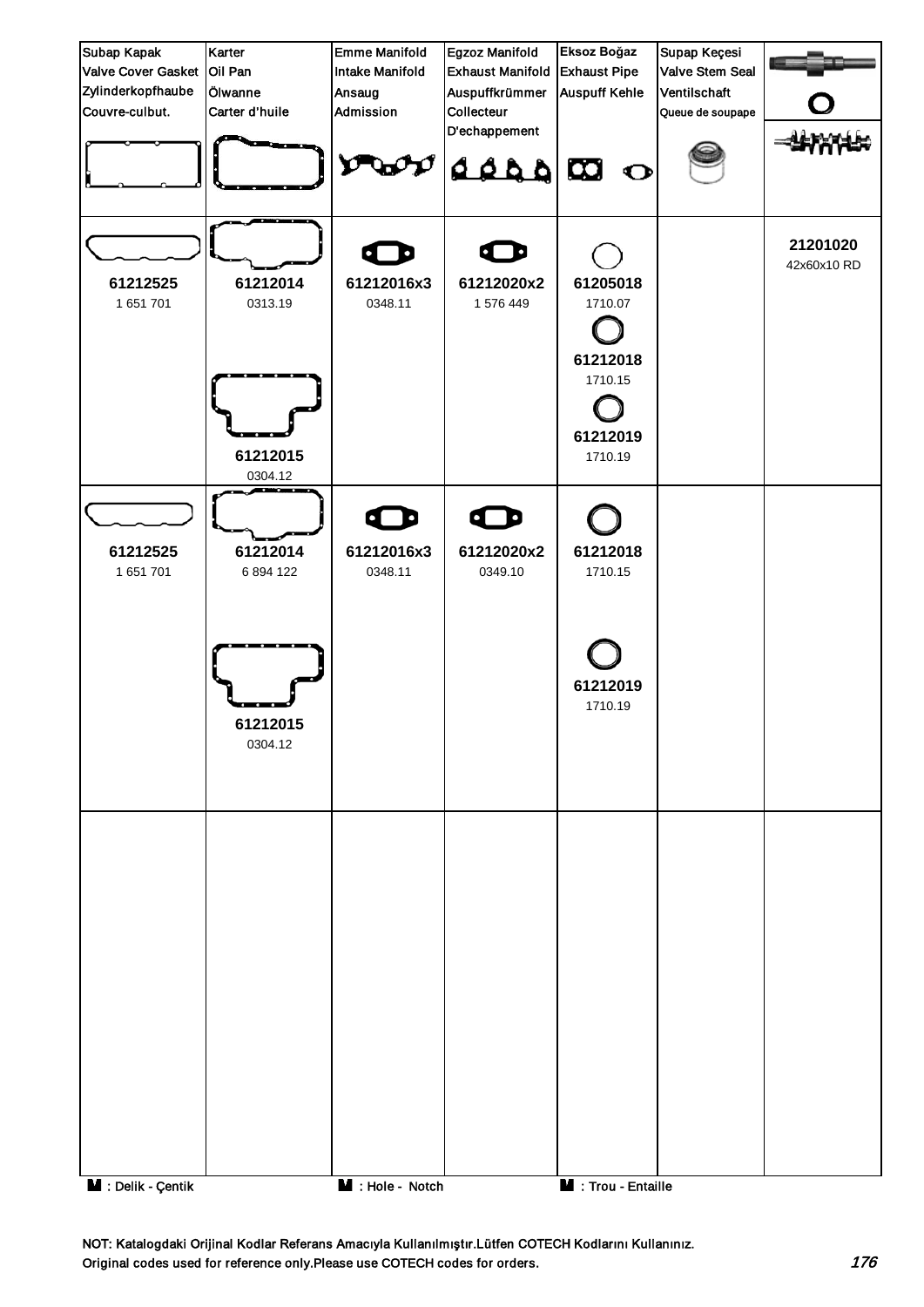| Subap Kapak<br>Valve Cover Gasket<br>Zylinderkopfhaube<br>Couvre-culbut. | Karter<br>Oil Pan<br>Ölwanne<br>Carter d'huile | Emme Manifold<br>Intake Manifold<br>Ansaug<br>Admission | Egzoz Manifold<br>Exhaust Manifold<br>Auspuffkrümmer<br>Collecteur<br>D'echappement | Eksoz Boğaz<br>Exhaust Pipe<br>Auspuff Kehle | Supap Keçesi<br>Valve Stem Seal<br>Ventilschaft<br>Queue de soupape | |
|---|---|---|---|---|---|---|
| **61212525**<br>1 651 701 | **61212014**<br>0313.19<br><br>**61212015**<br>0304.12 | **61212016x3**<br>0348.11 | **61212020x2**<br>1 576 449 | **61205018**<br>1710.07<br><br>**61212018**<br>1710.15<br><br>**61212019**<br>1710.19 | | **21201020**<br>42x60x10 RD |
| **61212525**<br>1 651 701 | **61212014**<br>6 894 122<br><br>**61212015**<br>0304.12 | **61212016x3**<br>0348.11 | **61212020x2**<br>0349.10 | **61212018**<br>1710.15<br><br>**61212019**<br>1710.19 | | |
| | | | | | | |

**M** : Delik - Çentik **M** : Hole - Notch **M** : Trou - Entaille

NOT: Katalogdaki Orijinal Kodlar Referans Amacıyla Kullanılmıştır.Lütfen COTECH Kodlarını Kullanınız.
Original codes used for reference only.Please use COTECH codes for orders.